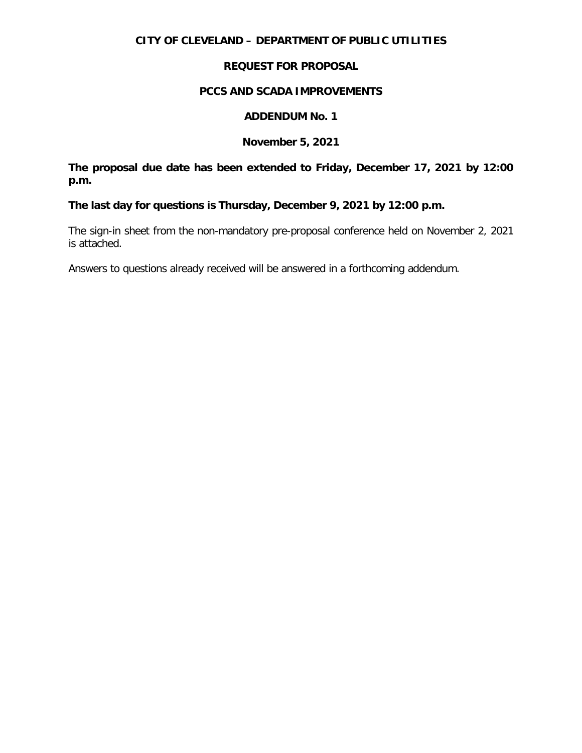# CITY OF CLEVELAND – DEPARTMENT OF PUBLIC UTILITIES

## REQUEST FOR PROPOSAL

## PCCS AND SCADA IMPROVEMENTS

## ADDENDUM No. 1

**November 5, 2021**

**The proposal due date has been extended to Friday, December 17, 2021 by 12:00 p.m.**

**The last day for questions is Thursday, December 9, 2021 by 12:00 p.m.**

The sign-in sheet from the non-mandatory pre-proposal conference held on November 2, 2021 is attached.

Answers to questions already received will be answered in a forthcoming addendum.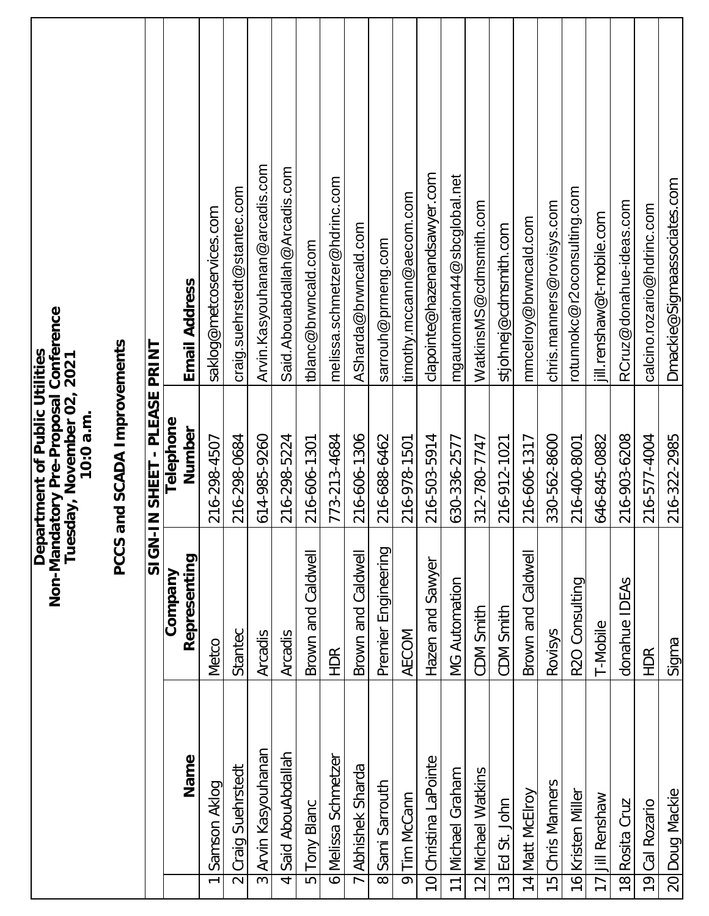**Department of Public Utilities**
**Non-Mandatory Pre-Proposal Conference**
**Tuesday, November 02, 2021**
**10:0 a.m.**

**PCCS and SCADA Improvements**

**SIGN-IN SHEET - PLEASE PRINT**

| | Name | Company Representing | Telephone Number | Email Address |
|---|---|---|---|---|
| 1 | Samson Aklog | Metco | 216-298-4507 | saklog@metcoservices.com |
| 2 | Craig Suehrstedt | Stantec | 216-298-0684 | craig.suehrstedt@stantec.com |
| 3 | Arvin Kasyouhanan | Arcadis | 614-985-9260 | Arvin.Kasyouhanan@arcadis.com |
| 4 | Said AbouAbdallah | Arcadis | 216-298-5224 | Said.Abouabdallah@Arcadis.com |
| 5 | Tony Blanc | Brown and Caldwell | 216-606-1301 | tblanc@brwncald.com |
| 6 | Melissa Schmetzer | HDR | 773-213-4684 | melissa.schmetzer@hdrinc.com |
| 7 | Abhishek Sharda | Brown and Caldwell | 216-606-1306 | ASharda@brwncald.com |
| 8 | Sami Sarrouth | Premier Engineering | 216-688-6462 | sarrouh@prmeng.com |
| 9 | Tim McCann | AECOM | 216-978-1501 | timothy.mccann@aecom.com |
| 10 | Christina LaPointe | Hazen and Sawyer | 216-503-5914 | clapointe@hazenandsawyer.com |
| 11 | Michael Graham | MG Automation | 630-336-2577 | mgautomation44@sbcglobal.net |
| 12 | Michael Watkins | CDM Smith | 312-780-7747 | WatkinsMS@cdmsmith.com |
| 13 | Ed St. John | CDM Smith | 216-912-1021 | stjohnej@cdmsmith.com |
| 14 | Matt McElroy | Brown and Caldwell | 216-606-1317 | mmcelroy@brwncald.com |
| 15 | Chris Manners | Rovisys | 330-562-8600 | chris.manners@rovisys.com |
| 16 | Kristen Miller | R2O Consulting | 216-400-8001 | rotunnokc@r2oconsulting.com |
| 17 | Jill Renshaw | T-Mobile | 646-845-0882 | jill.renshaw@t-mobile.com |
| 18 | Rosita Cruz | donahue IDEAs | 216-903-6208 | RCruz@donahue-ideas.com |
| 19 | Cal Rozario | HDR | 216-577-4004 | calcino.rozario@hdrinc.com |
| 20 | Doug Mackie | Sigma | 216-322-2985 | Dmackie@Sigmaassociates.com |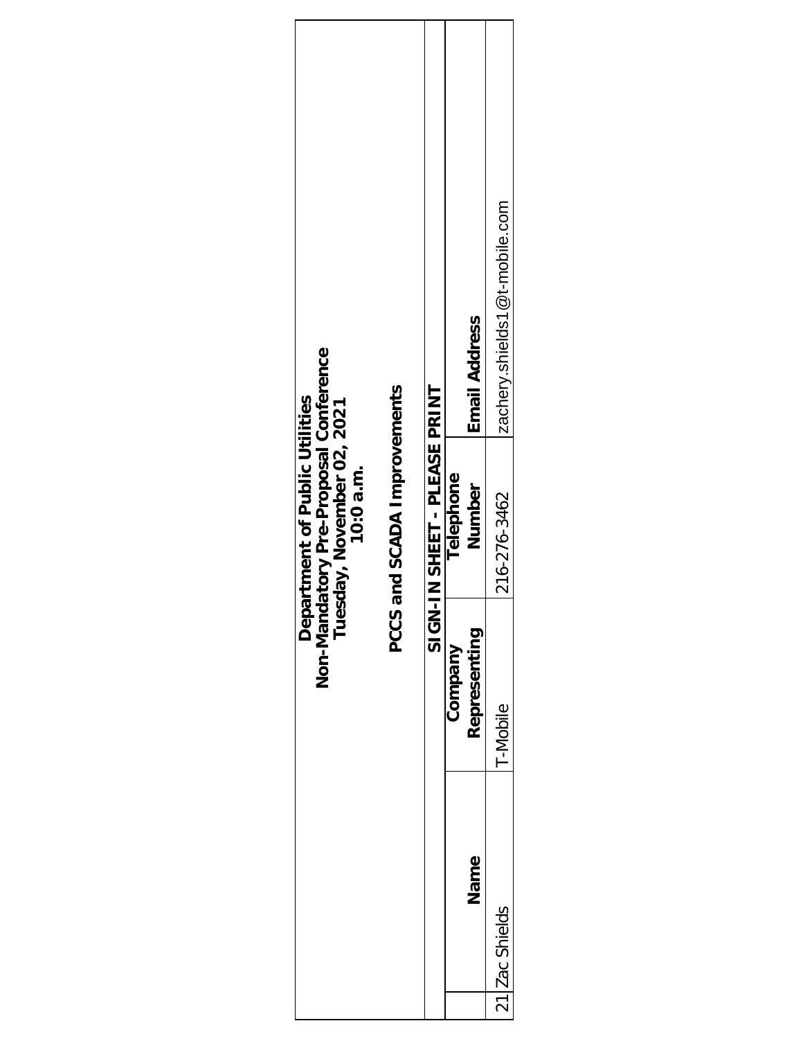**Department of Public Utilities**
**Non-Mandatory Pre-Proposal Conference**
**Tuesday, November 02, 2021**
**10:0 a.m.**

**PCCS and SCADA Improvements**

**SIGN-IN SHEET - PLEASE PRINT**

| | Name | Company Representing | Telephone Number | Email Address |
|---|---|---|---|---|
| 21 | Zac Shields | T-Mobile | 216-276-3462 | zachery.shields1@t-mobile.com |